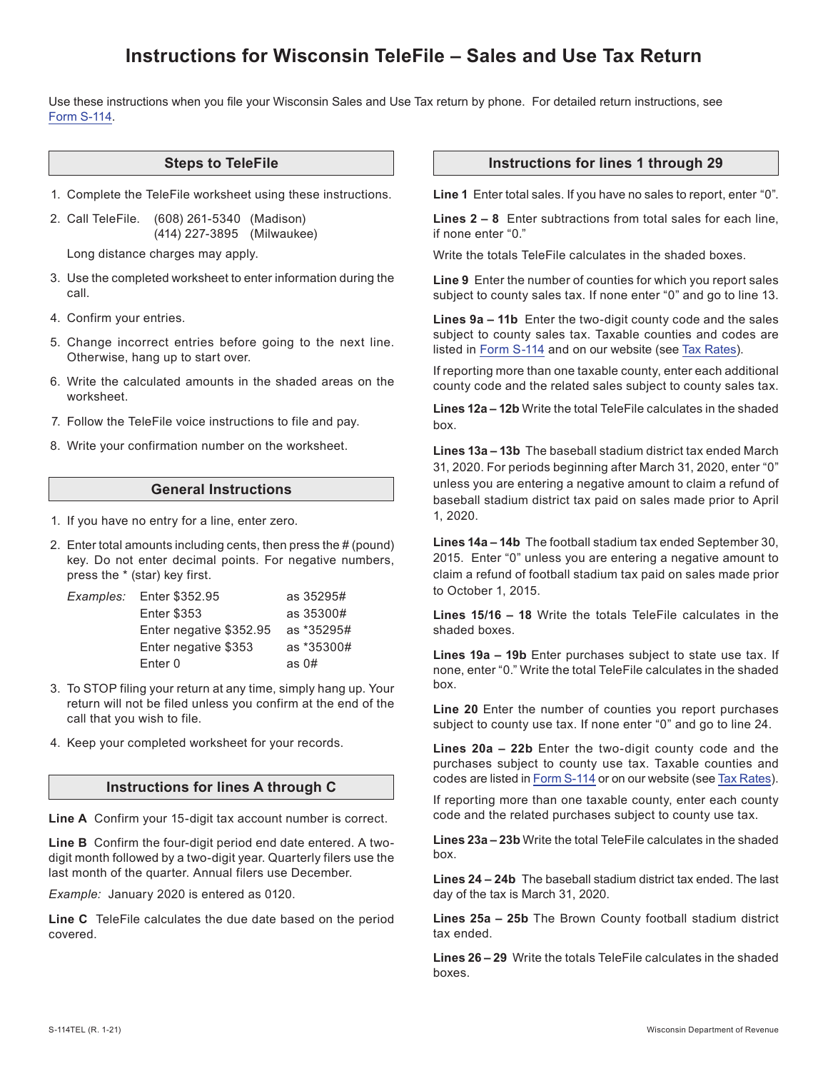# Instructions for Wisconsin TeleFile – Sales and Use Tax Return

Use these instructions when you file your Wisconsin Sales and Use Tax return by phone. For detailed return instructions, see Form S-114.

## Steps to TeleFile

1. Complete the TeleFile worksheet using these instructions.
2. Call TeleFile. (608) 261-5340 (Madison)
   (414) 227-3895 (Milwaukee)

   Long distance charges may apply.
3. Use the completed worksheet to enter information during the call.
4. Confirm your entries.
5. Change incorrect entries before going to the next line. Otherwise, hang up to start over.
6. Write the calculated amounts in the shaded areas on the worksheet.
7. Follow the TeleFile voice instructions to file and pay.
8. Write your confirmation number on the worksheet.

## General Instructions

1. If you have no entry for a line, enter zero.
2. Enter total amounts including cents, then press the # (pound) key. Do not enter decimal points. For negative numbers, press the * (star) key first.

   | *Examples:* | | |
   |---|---|---|
   | | Enter $352.95 | as 35295# |
   | | Enter $353 | as 35300# |
   | | Enter negative $352.95 | as *35295# |
   | | Enter negative $353 | as *35300# |
   | | Enter 0 | as 0# |

3. To STOP filing your return at any time, simply hang up. Your return will not be filed unless you confirm at the end of the call that you wish to file.
4. Keep your completed worksheet for your records.

## Instructions for lines A through C

**Line A** Confirm your 15-digit tax account number is correct.

**Line B** Confirm the four-digit period end date entered. A two-digit month followed by a two-digit year. Quarterly filers use the last month of the quarter. Annual filers use December.

*Example:* January 2020 is entered as 0120.

**Line C** TeleFile calculates the due date based on the period covered.

## Instructions for lines 1 through 29

**Line 1** Enter total sales. If you have no sales to report, enter "0".

**Lines 2 – 8** Enter subtractions from total sales for each line, if none enter "0."

Write the totals TeleFile calculates in the shaded boxes.

**Line 9** Enter the number of counties for which you report sales subject to county sales tax. If none enter "0" and go to line 13.

**Lines 9a – 11b** Enter the two-digit county code and the sales subject to county sales tax. Taxable counties and codes are listed in Form S-114 and on our website (see Tax Rates).

If reporting more than one taxable county, enter each additional county code and the related sales subject to county sales tax.

**Lines 12a – 12b** Write the total TeleFile calculates in the shaded box.

**Lines 13a – 13b** The baseball stadium district tax ended March 31, 2020. For periods beginning after March 31, 2020, enter "0" unless you are entering a negative amount to claim a refund of baseball stadium district tax paid on sales made prior to April 1, 2020.

**Lines 14a – 14b** The football stadium tax ended September 30, 2015. Enter "0" unless you are entering a negative amount to claim a refund of football stadium tax paid on sales made prior to October 1, 2015.

**Lines 15/16 – 18** Write the totals TeleFile calculates in the shaded boxes.

**Lines 19a – 19b** Enter purchases subject to state use tax. If none, enter "0." Write the total TeleFile calculates in the shaded box.

**Line 20** Enter the number of counties you report purchases subject to county use tax. If none enter "0" and go to line 24.

**Lines 20a – 22b** Enter the two-digit county code and the purchases subject to county use tax. Taxable counties and codes are listed in Form S-114 or on our website (see Tax Rates).

If reporting more than one taxable county, enter each county code and the related purchases subject to county use tax.

**Lines 23a – 23b** Write the total TeleFile calculates in the shaded box.

**Lines 24 – 24b** The baseball stadium district tax ended. The last day of the tax is March 31, 2020.

**Lines 25a – 25b** The Brown County football stadium district tax ended.

**Lines 26 – 29** Write the totals TeleFile calculates in the shaded boxes.

S-114TEL (R. 1-21) Wisconsin Department of Revenue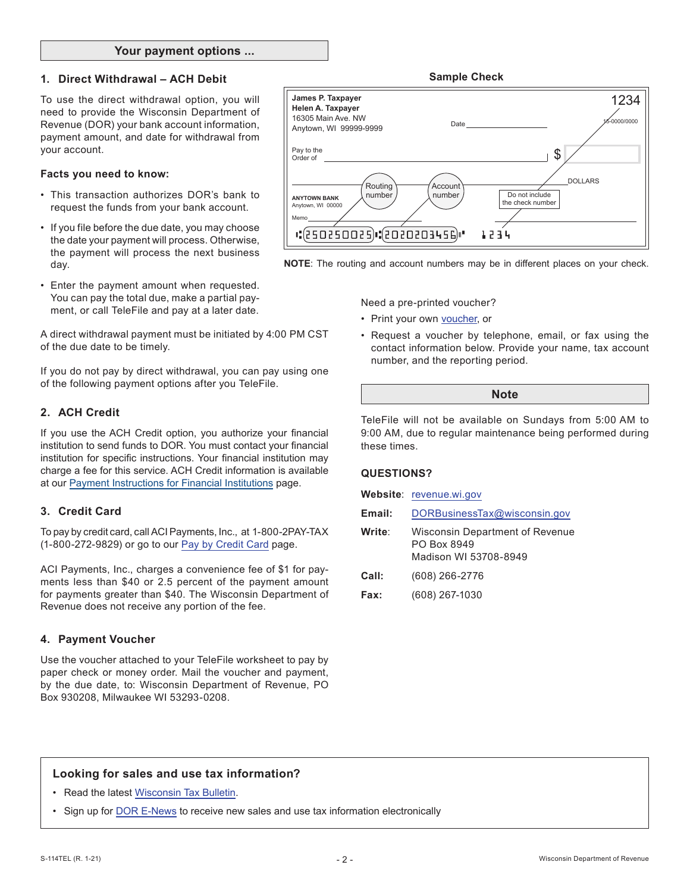## Your payment options ...

### 1. Direct Withdrawal – ACH Debit

To use the direct withdrawal option, you will need to provide the Wisconsin Department of Revenue (DOR) your bank account information, payment amount, and date for withdrawal from your account.

**Facts you need to know:**

- This transaction authorizes DOR's bank to request the funds from your bank account.
- If you file before the due date, you may choose the date your payment will process. Otherwise, the payment will process the next business day.
- Enter the payment amount when requested. You can pay the total due, make a partial payment, or call TeleFile and pay at a later date.

A direct withdrawal payment must be initiated by 4:00 PM CST of the due date to be timely.

If you do not pay by direct withdrawal, you can pay using one of the following payment options after you TeleFile.

**Sample Check**

James P. Taxpayer
Helen A. Taxpayer
16305 Main Ave. NW
Anytown, WI 99999-9999

1234

15-0000/0000

Date

Pay to the Order of

$

DOLLARS

ANYTOWN BANK
Anytown, WI 00000

Memo

Routing number

Account number

Do not include the check number

⑆250250025⑆202020345б⑈ 1234

**NOTE**: The routing and account numbers may be in different places on your check.

### 2. ACH Credit

If you use the ACH Credit option, you authorize your financial institution to send funds to DOR. You must contact your financial institution for specific instructions. Your financial institution may charge a fee for this service. ACH Credit information is available at our Payment Instructions for Financial Institutions page.

### 3. Credit Card

To pay by credit card, call ACI Payments, Inc., at 1-800-2PAY-TAX (1-800-272-9829) or go to our Pay by Credit Card page.

ACI Payments, Inc., charges a convenience fee of $1 for payments less than $40 or 2.5 percent of the payment amount for payments greater than $40. The Wisconsin Department of Revenue does not receive any portion of the fee.

### 4. Payment Voucher

Use the voucher attached to your TeleFile worksheet to pay by paper check or money order. Mail the voucher and payment, by the due date, to: Wisconsin Department of Revenue, PO Box 930208, Milwaukee WI 53293-0208.

Need a pre-printed voucher?

- Print your own voucher, or
- Request a voucher by telephone, email, or fax using the contact information below. Provide your name, tax account number, and the reporting period.

## Note

TeleFile will not be available on Sundays from 5:00 AM to 9:00 AM, due to regular maintenance being performed during these times.

**QUESTIONS?**

**Website**: revenue.wi.gov

**Email:** DORBusinessTax@wisconsin.gov

**Write**: Wisconsin Department of Revenue
PO Box 8949
Madison WI 53708-8949

**Call:** (608) 266-2776

**Fax:** (608) 267-1030

### Looking for sales and use tax information?

- Read the latest Wisconsin Tax Bulletin.
- Sign up for DOR E-News to receive new sales and use tax information electronically

S-114TEL (R. 1-21)